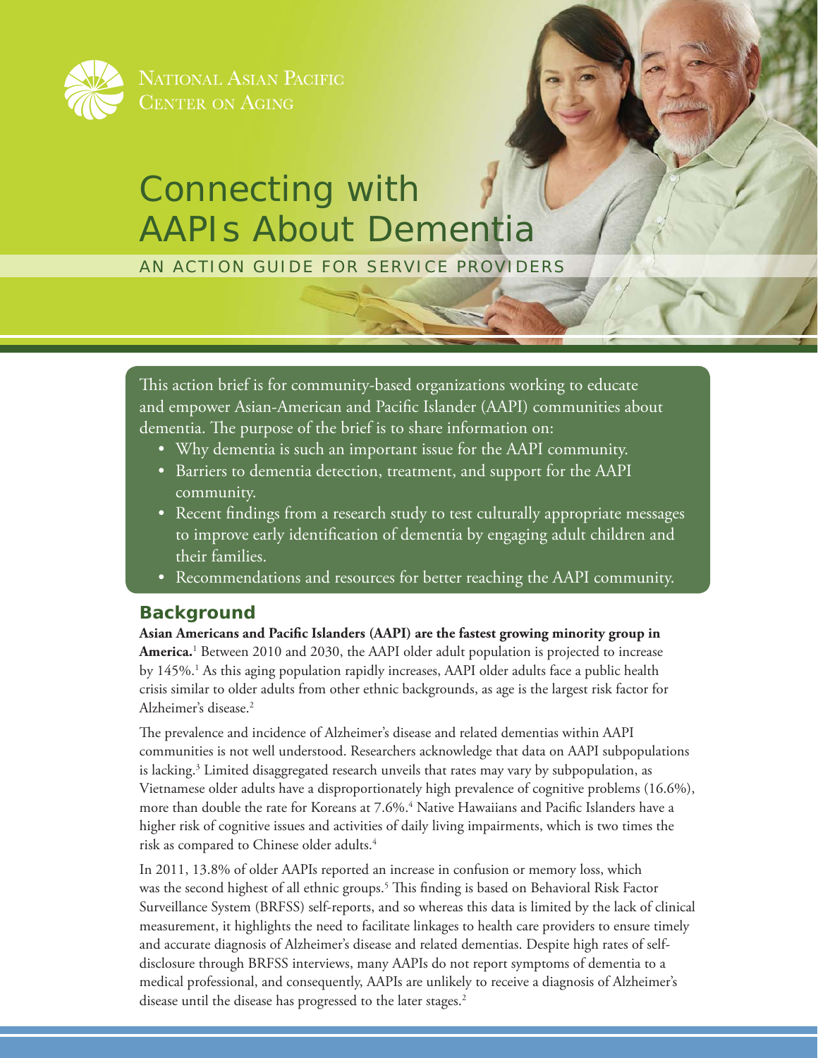National Asian Pacific Center on Aging

# Connecting with AAPIs About Dementia

## AN ACTION GUIDE FOR SERVICE PROVIDERS

This action brief is for community-based organizations working to educate and empower Asian-American and Pacific Islander (AAPI) communities about dementia. The purpose of the brief is to share information on:

- Why dementia is such an important issue for the AAPI community.
- Barriers to dementia detection, treatment, and support for the AAPI community.
- Recent findings from a research study to test culturally appropriate messages to improve early identification of dementia by engaging adult children and their families.
- Recommendations and resources for better reaching the AAPI community.

## Background

**Asian Americans and Pacific Islanders (AAPI) are the fastest growing minority group in America.**[1] Between 2010 and 2030, the AAPI older adult population is projected to increase by 145%.[1] As this aging population rapidly increases, AAPI older adults face a public health crisis similar to older adults from other ethnic backgrounds, as age is the largest risk factor for Alzheimer's disease.[2]

The prevalence and incidence of Alzheimer's disease and related dementias within AAPI communities is not well understood. Researchers acknowledge that data on AAPI subpopulations is lacking.[3] Limited disaggregated research unveils that rates may vary by subpopulation, as Vietnamese older adults have a disproportionately high prevalence of cognitive problems (16.6%), more than double the rate for Koreans at 7.6%.[4] Native Hawaiians and Pacific Islanders have a higher risk of cognitive issues and activities of daily living impairments, which is two times the risk as compared to Chinese older adults.[4]

In 2011, 13.8% of older AAPIs reported an increase in confusion or memory loss, which was the second highest of all ethnic groups.[5] This finding is based on Behavioral Risk Factor Surveillance System (BRFSS) self-reports, and so whereas this data is limited by the lack of clinical measurement, it highlights the need to facilitate linkages to health care providers to ensure timely and accurate diagnosis of Alzheimer's disease and related dementias. Despite high rates of self-disclosure through BRFSS interviews, many AAPIs do not report symptoms of dementia to a medical professional, and consequently, AAPIs are unlikely to receive a diagnosis of Alzheimer's disease until the disease has progressed to the later stages.[2]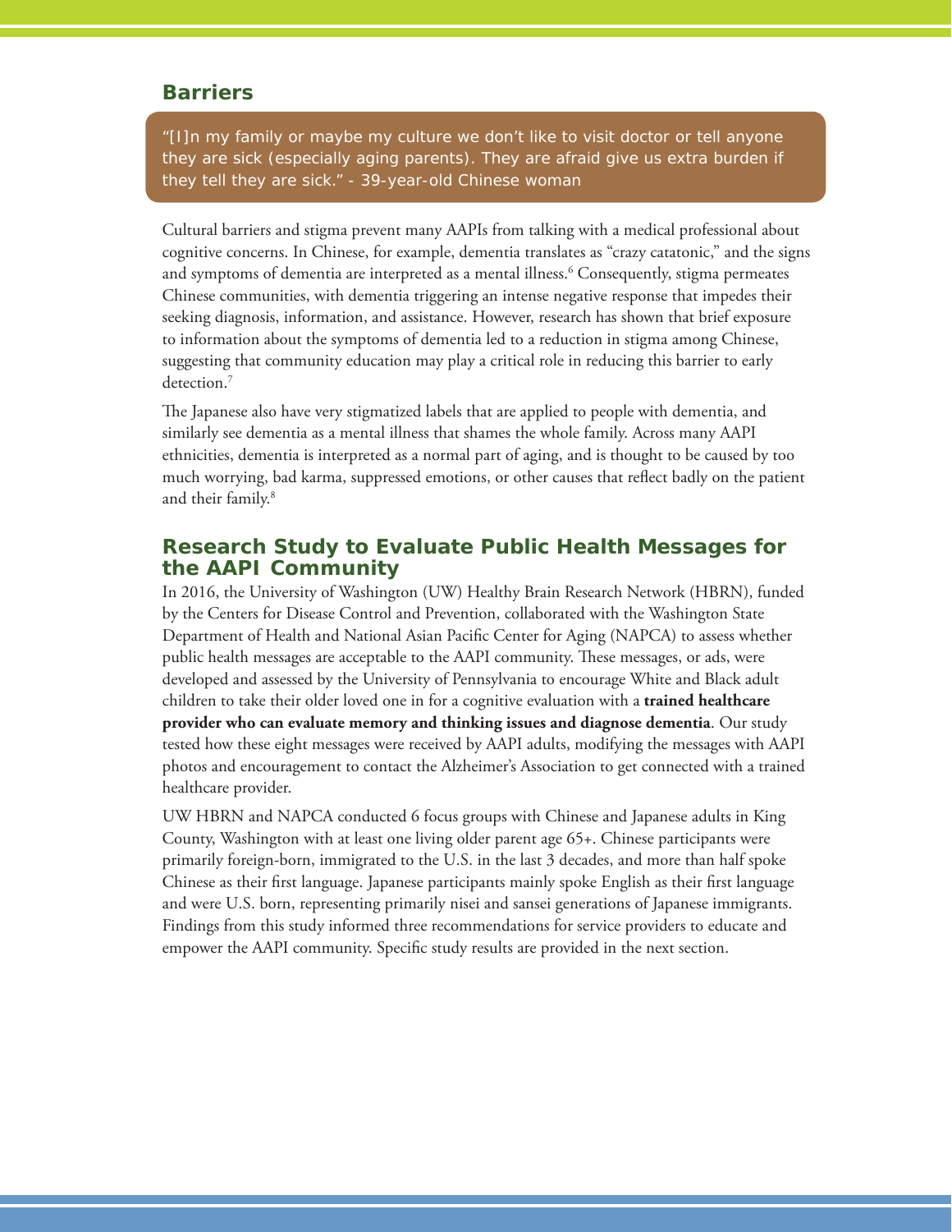## Barriers

> "[I]n my family or maybe my culture we don't like to visit doctor or tell anyone they are sick (especially aging parents). They are afraid give us extra burden if they tell they are sick." - 39-year-old Chinese woman

Cultural barriers and stigma prevent many AAPIs from talking with a medical professional about cognitive concerns. In Chinese, for example, dementia translates as "crazy catatonic," and the signs and symptoms of dementia are interpreted as a mental illness.[6] Consequently, stigma permeates Chinese communities, with dementia triggering an intense negative response that impedes their seeking diagnosis, information, and assistance. However, research has shown that brief exposure to information about the symptoms of dementia led to a reduction in stigma among Chinese, suggesting that community education may play a critical role in reducing this barrier to early detection.[7]

The Japanese also have very stigmatized labels that are applied to people with dementia, and similarly see dementia as a mental illness that shames the whole family. Across many AAPI ethnicities, dementia is interpreted as a normal part of aging, and is thought to be caused by too much worrying, bad karma, suppressed emotions, or other causes that reflect badly on the patient and their family.[8]

## Research Study to Evaluate Public Health Messages for the AAPI Community

In 2016, the University of Washington (UW) Healthy Brain Research Network (HBRN), funded by the Centers for Disease Control and Prevention, collaborated with the Washington State Department of Health and National Asian Pacific Center for Aging (NAPCA) to assess whether public health messages are acceptable to the AAPI community. These messages, or ads, were developed and assessed by the University of Pennsylvania to encourage White and Black adult children to take their older loved one in for a cognitive evaluation with a **trained healthcare provider who can evaluate memory and thinking issues and diagnose dementia**. Our study tested how these eight messages were received by AAPI adults, modifying the messages with AAPI photos and encouragement to contact the Alzheimer's Association to get connected with a trained healthcare provider.

UW HBRN and NAPCA conducted 6 focus groups with Chinese and Japanese adults in King County, Washington with at least one living older parent age 65+. Chinese participants were primarily foreign-born, immigrated to the U.S. in the last 3 decades, and more than half spoke Chinese as their first language. Japanese participants mainly spoke English as their first language and were U.S. born, representing primarily nisei and sansei generations of Japanese immigrants. Findings from this study informed three recommendations for service providers to educate and empower the AAPI community. Specific study results are provided in the next section.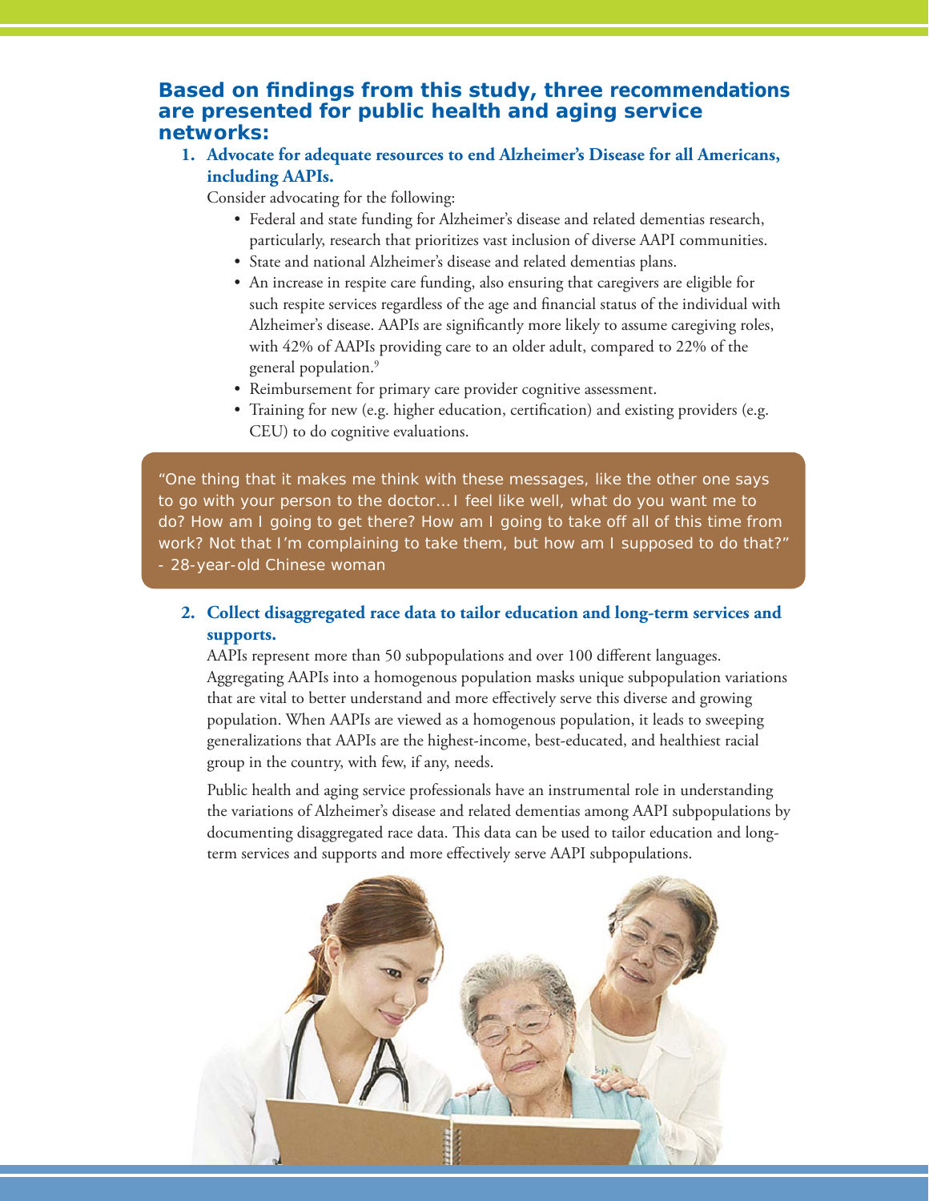## Based on findings from this study, three recommendations are presented for public health and aging service networks:

1. **Advocate for adequate resources to end Alzheimer's Disease for all Americans, including AAPIs.**

   Consider advocating for the following:

   - Federal and state funding for Alzheimer's disease and related dementias research, particularly, research that prioritizes vast inclusion of diverse AAPI communities.
   - State and national Alzheimer's disease and related dementias plans.
   - An increase in respite care funding, also ensuring that caregivers are eligible for such respite services regardless of the age and financial status of the individual with Alzheimer's disease. AAPIs are significantly more likely to assume caregiving roles, with 42% of AAPIs providing care to an older adult, compared to 22% of the general population.[9]
   - Reimbursement for primary care provider cognitive assessment.
   - Training for new (e.g. higher education, certification) and existing providers (e.g. CEU) to do cognitive evaluations.

> "One thing that it makes me think with these messages, like the other one says to go with your person to the doctor… I feel like well, what do you want me to do? How am I going to get there? How am I going to take off all of this time from work? Not that I'm complaining to take them, but how am I supposed to do that?"
> - 28-year-old Chinese woman

2. **Collect disaggregated race data to tailor education and long-term services and supports.**

   AAPIs represent more than 50 subpopulations and over 100 different languages. Aggregating AAPIs into a homogenous population masks unique subpopulation variations that are vital to better understand and more effectively serve this diverse and growing population. When AAPIs are viewed as a homogenous population, it leads to sweeping generalizations that AAPIs are the highest-income, best-educated, and healthiest racial group in the country, with few, if any, needs.

   Public health and aging service professionals have an instrumental role in understanding the variations of Alzheimer's disease and related dementias among AAPI subpopulations by documenting disaggregated race data. This data can be used to tailor education and long-term services and supports and more effectively serve AAPI subpopulations.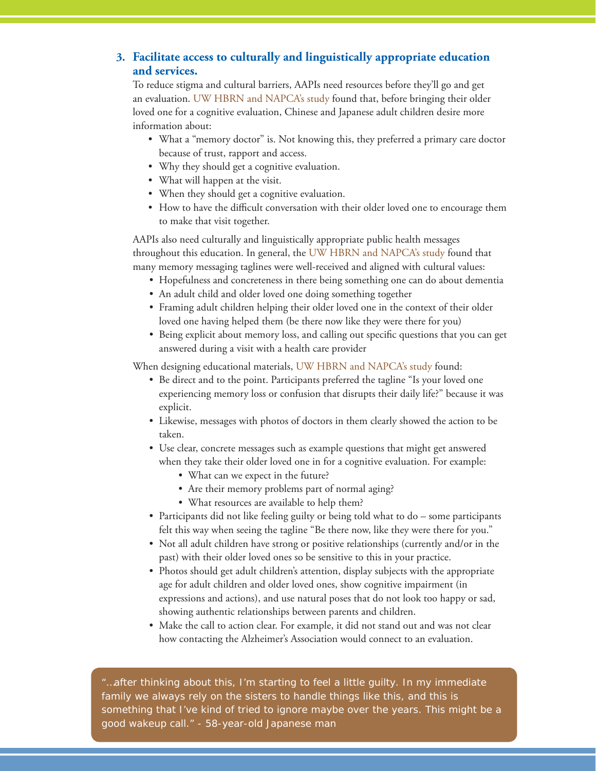### 3. Facilitate access to culturally and linguistically appropriate education and services.

To reduce stigma and cultural barriers, AAPIs need resources before they'll go and get an evaluation. UW HBRN and NAPCA's study found that, before bringing their older loved one for a cognitive evaluation, Chinese and Japanese adult children desire more information about:

- What a "memory doctor" is. Not knowing this, they preferred a primary care doctor because of trust, rapport and access.
- Why they should get a cognitive evaluation.
- What will happen at the visit.
- When they should get a cognitive evaluation.
- How to have the difficult conversation with their older loved one to encourage them to make that visit together.

AAPIs also need culturally and linguistically appropriate public health messages throughout this education. In general, the UW HBRN and NAPCA's study found that many memory messaging taglines were well-received and aligned with cultural values:

- Hopefulness and concreteness in there being something one can do about dementia
- An adult child and older loved one doing something together
- Framing adult children helping their older loved one in the context of their older loved one having helped them (be there now like they were there for you)
- Being explicit about memory loss, and calling out specific questions that you can get answered during a visit with a health care provider

When designing educational materials, UW HBRN and NAPCA's study found:

- Be direct and to the point. Participants preferred the tagline "Is your loved one experiencing memory loss or confusion that disrupts their daily life?" because it was explicit.
- Likewise, messages with photos of doctors in them clearly showed the action to be taken.
- Use clear, concrete messages such as example questions that might get answered when they take their older loved one in for a cognitive evaluation. For example:
  - What can we expect in the future?
  - Are their memory problems part of normal aging?
  - What resources are available to help them?
- Participants did not like feeling guilty or being told what to do – some participants felt this way when seeing the tagline "Be there now, like they were there for you."
- Not all adult children have strong or positive relationships (currently and/or in the past) with their older loved ones so be sensitive to this in your practice.
- Photos should get adult children's attention, display subjects with the appropriate age for adult children and older loved ones, show cognitive impairment (in expressions and actions), and use natural poses that do not look too happy or sad, showing authentic relationships between parents and children.
- Make the call to action clear. For example, it did not stand out and was not clear how contacting the Alzheimer's Association would connect to an evaluation.

"...after thinking about this, I'm starting to feel a little guilty. In my immediate family we always rely on the sisters to handle things like this, and this is something that I've kind of tried to ignore maybe over the years. This might be a good wakeup call." - 58-year-old Japanese man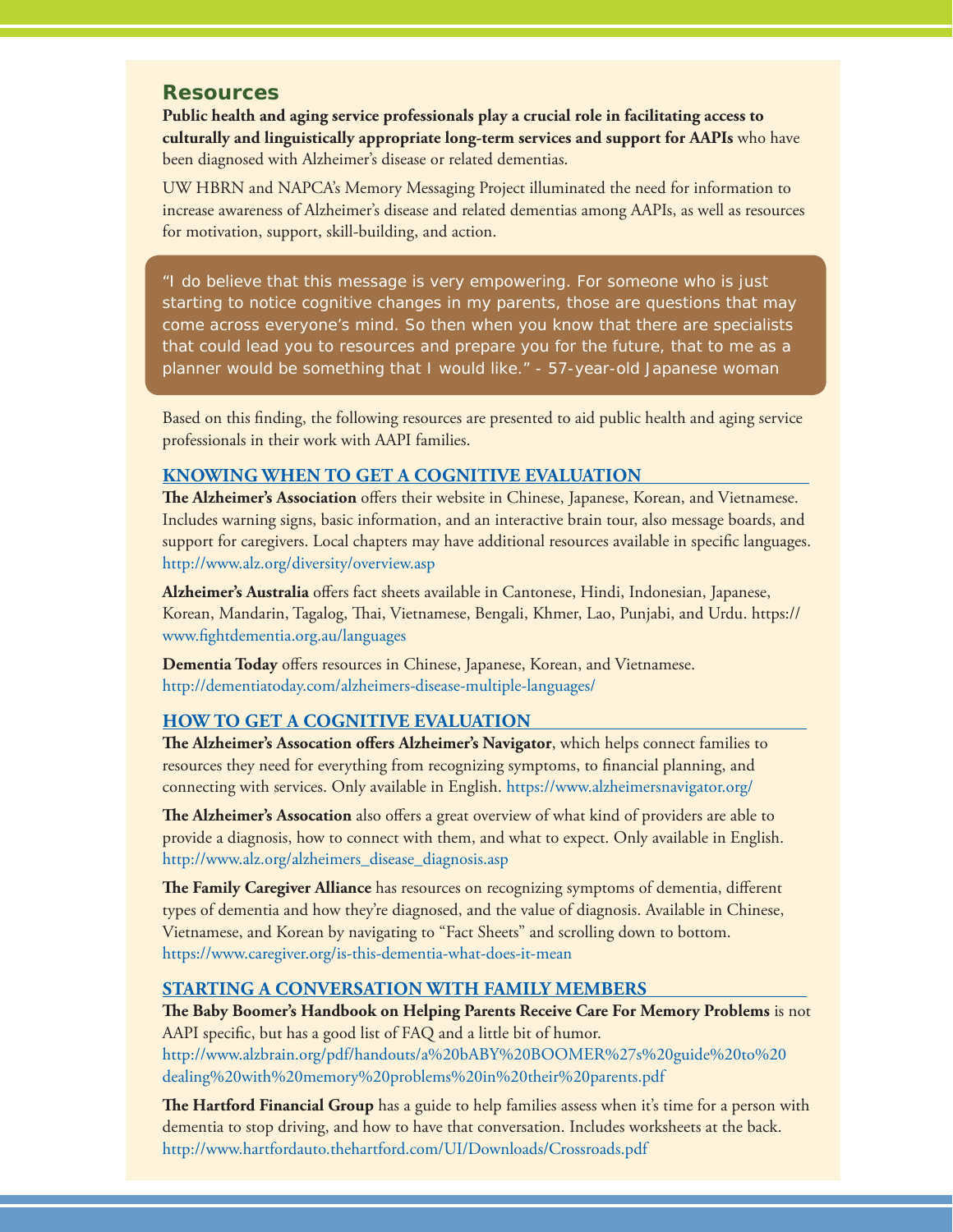## Resources

**Public health and aging service professionals play a crucial role in facilitating access to culturally and linguistically appropriate long-term services and support for AAPIs** who have been diagnosed with Alzheimer's disease or related dementias.

UW HBRN and NAPCA's Memory Messaging Project illuminated the need for information to increase awareness of Alzheimer's disease and related dementias among AAPIs, as well as resources for motivation, support, skill-building, and action.

> "I do believe that this message is very empowering. For someone who is just starting to notice cognitive changes in my parents, those are questions that may come across everyone's mind. So then when you know that there are specialists that could lead you to resources and prepare you for the future, that to me as a planner would be something that I would like." - 57-year-old Japanese woman

Based on this finding, the following resources are presented to aid public health and aging service professionals in their work with AAPI families.

### KNOWING WHEN TO GET A COGNITIVE EVALUATION

**The Alzheimer's Association** offers their website in Chinese, Japanese, Korean, and Vietnamese. Includes warning signs, basic information, and an interactive brain tour, also message boards, and support for caregivers. Local chapters may have additional resources available in specific languages. http://www.alz.org/diversity/overview.asp

**Alzheimer's Australia** offers fact sheets available in Cantonese, Hindi, Indonesian, Japanese, Korean, Mandarin, Tagalog, Thai, Vietnamese, Bengali, Khmer, Lao, Punjabi, and Urdu. https://www.fightdementia.org.au/languages

**Dementia Today** offers resources in Chinese, Japanese, Korean, and Vietnamese. http://dementiatoday.com/alzheimers-disease-multiple-languages/

### HOW TO GET A COGNITIVE EVALUATION

**The Alzheimer's Assocation offers Alzheimer's Navigator**, which helps connect families to resources they need for everything from recognizing symptoms, to financial planning, and connecting with services. Only available in English. https://www.alzheimersnavigator.org/

**The Alzheimer's Assocation** also offers a great overview of what kind of providers are able to provide a diagnosis, how to connect with them, and what to expect. Only available in English. http://www.alz.org/alzheimers_disease_diagnosis.asp

**The Family Caregiver Alliance** has resources on recognizing symptoms of dementia, different types of dementia and how they're diagnosed, and the value of diagnosis. Available in Chinese, Vietnamese, and Korean by navigating to "Fact Sheets" and scrolling down to bottom. https://www.caregiver.org/is-this-dementia-what-does-it-mean

### STARTING A CONVERSATION WITH FAMILY MEMBERS

**The Baby Boomer's Handbook on Helping Parents Receive Care For Memory Problems** is not AAPI specific, but has a good list of FAQ and a little bit of humor. http://www.alzbrain.org/pdf/handouts/a%20bABY%20BOOMER%27s%20guide%20to%20dealing%20with%20memory%20problems%20in%20their%20parents.pdf

**The Hartford Financial Group** has a guide to help families assess when it's time for a person with dementia to stop driving, and how to have that conversation. Includes worksheets at the back. http://www.hartfordauto.thehartford.com/UI/Downloads/Crossroads.pdf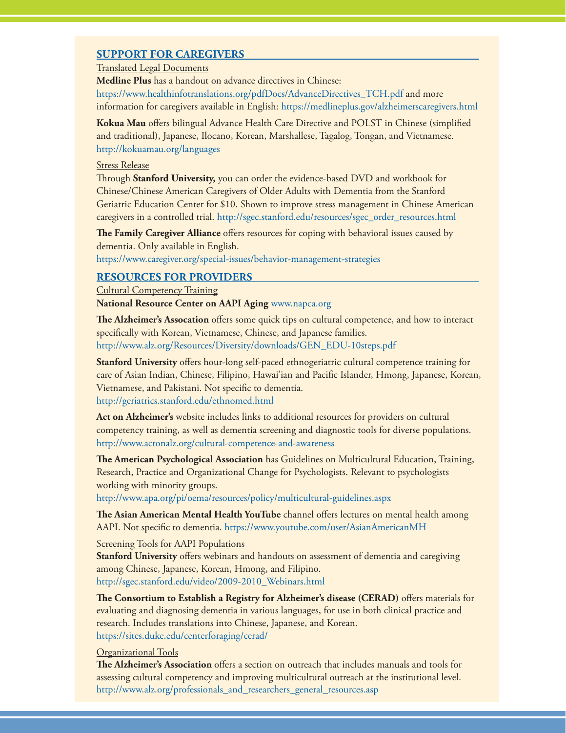## SUPPORT FOR CAREGIVERS

### Translated Legal Documents

**Medline Plus** has a handout on advance directives in Chinese: https://www.healthinfotranslations.org/pdfDocs/AdvanceDirectives_TCH.pdf and more information for caregivers available in English: https://medlineplus.gov/alzheimerscaregivers.html

**Kokua Mau** offers bilingual Advance Health Care Directive and POLST in Chinese (simplified and traditional), Japanese, Ilocano, Korean, Marshallese, Tagalog, Tongan, and Vietnamese. http://kokuamau.org/languages

### Stress Release

Through **Stanford University,** you can order the evidence-based DVD and workbook for Chinese/Chinese American Caregivers of Older Adults with Dementia from the Stanford Geriatric Education Center for $10. Shown to improve stress management in Chinese American caregivers in a controlled trial. http://sgec.stanford.edu/resources/sgec_order_resources.html

**The Family Caregiver Alliance** offers resources for coping with behavioral issues caused by dementia. Only available in English. https://www.caregiver.org/special-issues/behavior-management-strategies

## RESOURCES FOR PROVIDERS

### Cultural Competency Training

**National Resource Center on AAPI Aging** www.napca.org

**The Alzheimer's Association** offers some quick tips on cultural competence, and how to interact specifically with Korean, Vietnamese, Chinese, and Japanese families. http://www.alz.org/Resources/Diversity/downloads/GEN_EDU-10steps.pdf

**Stanford University** offers hour-long self-paced ethnogeriatric cultural competence training for care of Asian Indian, Chinese, Filipino, Hawai'ian and Pacific Islander, Hmong, Japanese, Korean, Vietnamese, and Pakistani. Not specific to dementia. http://geriatrics.stanford.edu/ethnomed.html

**Act on Alzheimer's** website includes links to additional resources for providers on cultural competency training, as well as dementia screening and diagnostic tools for diverse populations. http://www.actonalz.org/cultural-competence-and-awareness

**The American Psychological Association** has Guidelines on Multicultural Education, Training, Research, Practice and Organizational Change for Psychologists. Relevant to psychologists working with minority groups. http://www.apa.org/pi/oema/resources/policy/multicultural-guidelines.aspx

**The Asian American Mental Health YouTube** channel offers lectures on mental health among AAPI. Not specific to dementia. https://www.youtube.com/user/AsianAmericanMH

### Screening Tools for AAPI Populations

**Stanford University** offers webinars and handouts on assessment of dementia and caregiving among Chinese, Japanese, Korean, Hmong, and Filipino. http://sgec.stanford.edu/video/2009-2010_Webinars.html

**The Consortium to Establish a Registry for Alzheimer's disease (CERAD)** offers materials for evaluating and diagnosing dementia in various languages, for use in both clinical practice and research. Includes translations into Chinese, Japanese, and Korean. https://sites.duke.edu/centerforaging/cerad/

### Organizational Tools

**The Alzheimer's Association** offers a section on outreach that includes manuals and tools for assessing cultural competency and improving multicultural outreach at the institutional level. http://www.alz.org/professionals_and_researchers_general_resources.asp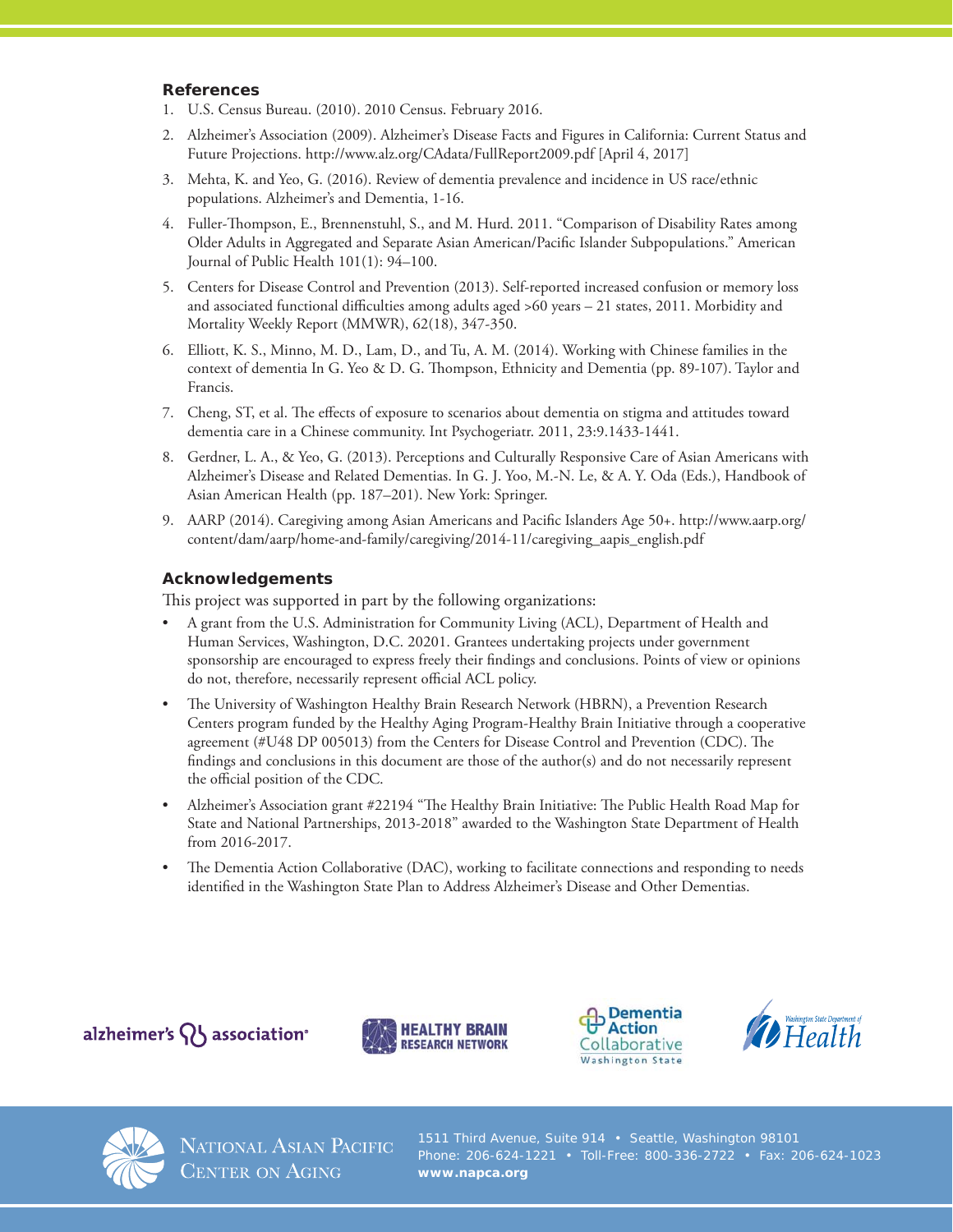## References

1. U.S. Census Bureau. (2010). 2010 Census. February 2016.
2. Alzheimer's Association (2009). Alzheimer's Disease Facts and Figures in California: Current Status and Future Projections. http://www.alz.org/CAdata/FullReport2009.pdf [April 4, 2017]
3. Mehta, K. and Yeo, G. (2016). Review of dementia prevalence and incidence in US race/ethnic populations. Alzheimer's and Dementia, 1-16.
4. Fuller-Thompson, E., Brennenstuhl, S., and M. Hurd. 2011. "Comparison of Disability Rates among Older Adults in Aggregated and Separate Asian American/Pacific Islander Subpopulations." American Journal of Public Health 101(1): 94–100.
5. Centers for Disease Control and Prevention (2013). Self-reported increased confusion or memory loss and associated functional difficulties among adults aged >60 years – 21 states, 2011. Morbidity and Mortality Weekly Report (MMWR), 62(18), 347-350.
6. Elliott, K. S., Minno, M. D., Lam, D., and Tu, A. M. (2014). Working with Chinese families in the context of dementia In G. Yeo & D. G. Thompson, Ethnicity and Dementia (pp. 89-107). Taylor and Francis.
7. Cheng, ST, et al. The effects of exposure to scenarios about dementia on stigma and attitudes toward dementia care in a Chinese community. Int Psychogeriatr. 2011, 23:9.1433-1441.
8. Gerdner, L. A., & Yeo, G. (2013). Perceptions and Culturally Responsive Care of Asian Americans with Alzheimer's Disease and Related Dementias. In G. J. Yoo, M.-N. Le, & A. Y. Oda (Eds.), Handbook of Asian American Health (pp. 187–201). New York: Springer.
9. AARP (2014). Caregiving among Asian Americans and Pacific Islanders Age 50+. http://www.aarp.org/content/dam/aarp/home-and-family/caregiving/2014-11/caregiving_aapis_english.pdf

## Acknowledgements

This project was supported in part by the following organizations:

- A grant from the U.S. Administration for Community Living (ACL), Department of Health and Human Services, Washington, D.C. 20201. Grantees undertaking projects under government sponsorship are encouraged to express freely their findings and conclusions. Points of view or opinions do not, therefore, necessarily represent official ACL policy.
- The University of Washington Healthy Brain Research Network (HBRN), a Prevention Research Centers program funded by the Healthy Aging Program-Healthy Brain Initiative through a cooperative agreement (#U48 DP 005013) from the Centers for Disease Control and Prevention (CDC). The findings and conclusions in this document are those of the author(s) and do not necessarily represent the official position of the CDC.
- Alzheimer's Association grant #22194 "The Healthy Brain Initiative: The Public Health Road Map for State and National Partnerships, 2013-2018" awarded to the Washington State Department of Health from 2016-2017.
- The Dementia Action Collaborative (DAC), working to facilitate connections and responding to needs identified in the Washington State Plan to Address Alzheimer's Disease and Other Dementias.

alzheimer's association

HEALTHY BRAIN RESEARCH NETWORK

Dementia Action Collaborative Washington State

Washington State Department of Health

NATIONAL ASIAN PACIFIC CENTER ON AGING

1511 Third Avenue, Suite 914 • Seattle, Washington 98101
Phone: 206-624-1221 • Toll-Free: 800-336-2722 • Fax: 206-624-1023
**www.napca.org**